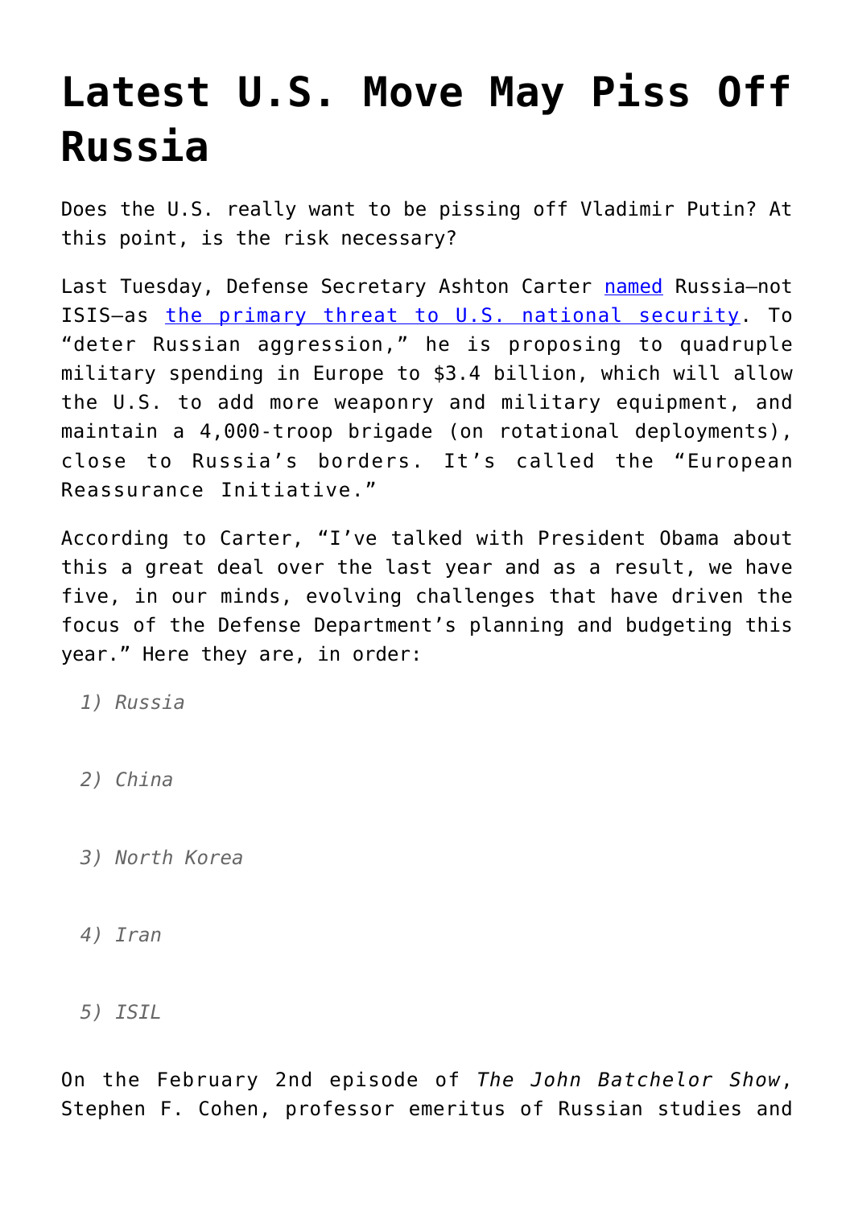# Latest U.S. Move May Piss Off Russia

Does the U.S. really want to be pissing off Vladimir Putin? At this point, is the risk necessary?

Last Tuesday, Defense Secretary Ashton Carter [named](#) Russia—not ISIS—as [the primary threat to U.S. national security](#). To "deter Russian aggression," he is proposing to quadruple military spending in Europe to $3.4 billion, which will allow the U.S. to add more weaponry and military equipment, and maintain a 4,000-troop brigade (on rotational deployments), close to Russia's borders. It's called the "European Reassurance Initiative."

According to Carter, "I've talked with President Obama about this a great deal over the last year and as a result, we have five, in our minds, evolving challenges that have driven the focus of the Defense Department's planning and budgeting this year." Here they are, in order:

> *1) Russia*
>
> *2) China*
>
> *3) North Korea*
>
> *4) Iran*
>
> *5) ISIL*

On the February 2nd episode of *The John Batchelor Show*, Stephen F. Cohen, professor emeritus of Russian studies and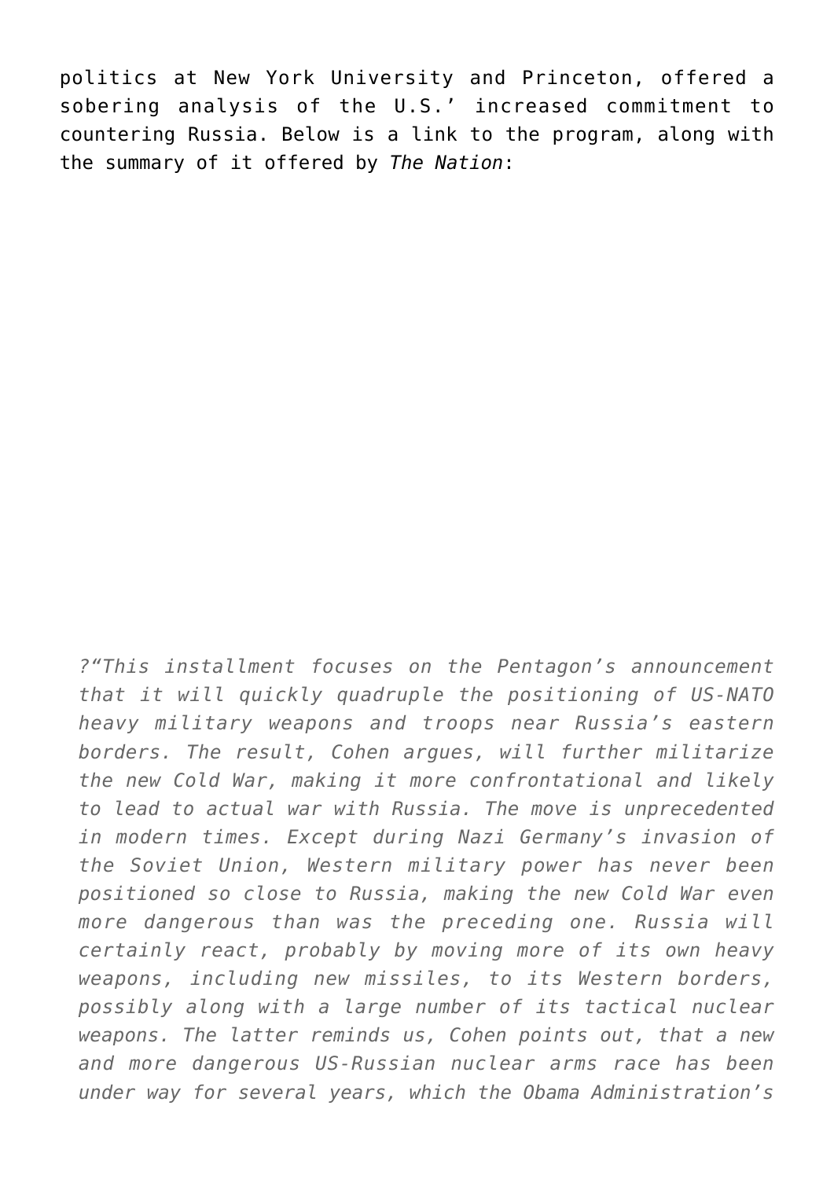politics at New York University and Princeton, offered a sobering analysis of the U.S.' increased commitment to countering Russia. Below is a link to the program, along with the summary of it offered by *The Nation*:

> *?"This installment focuses on the Pentagon's announcement that it will quickly quadruple the positioning of US-NATO heavy military weapons and troops near Russia's eastern borders. The result, Cohen argues, will further militarize the new Cold War, making it more confrontational and likely to lead to actual war with Russia. The move is unprecedented in modern times. Except during Nazi Germany's invasion of the Soviet Union, Western military power has never been positioned so close to Russia, making the new Cold War even more dangerous than was the preceding one. Russia will certainly react, probably by moving more of its own heavy weapons, including new missiles, to its Western borders, possibly along with a large number of its tactical nuclear weapons. The latter reminds us, Cohen points out, that a new and more dangerous US-Russian nuclear arms race has been under way for several years, which the Obama Administration's*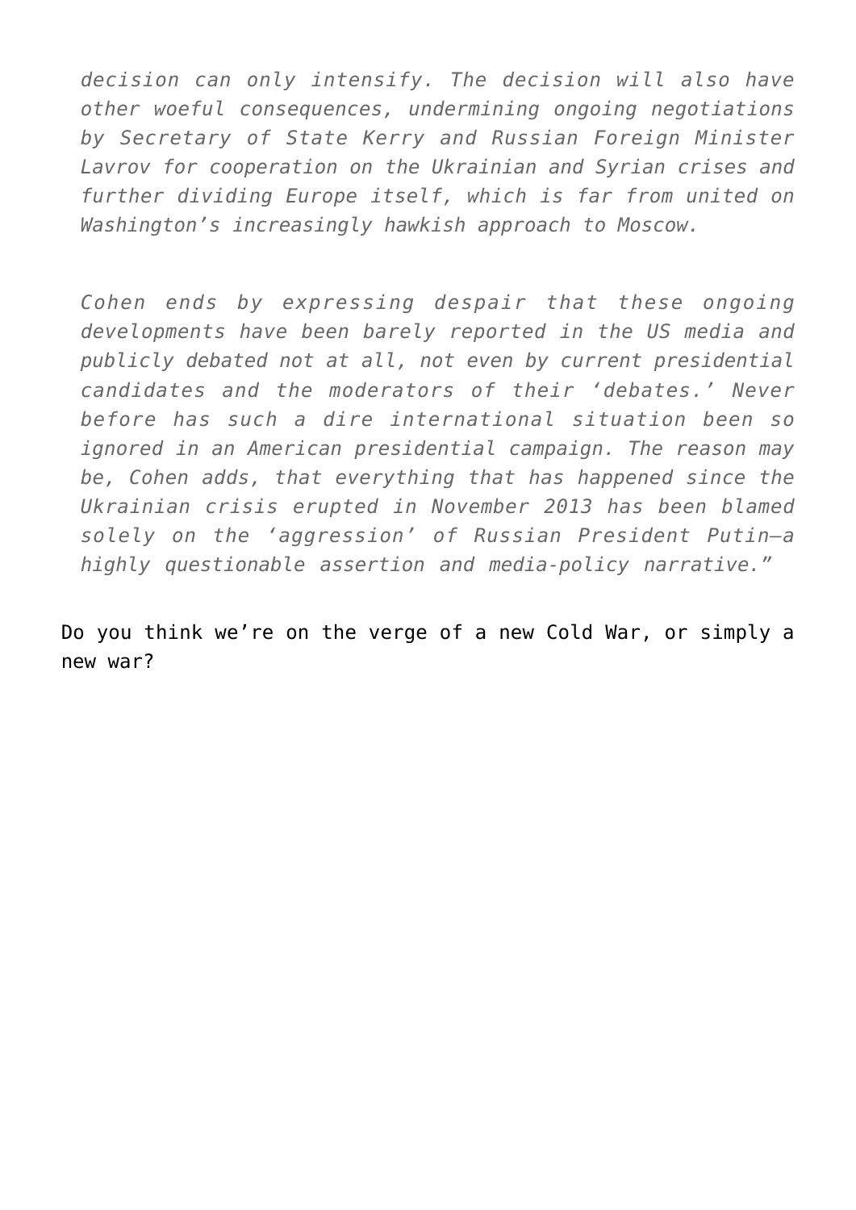*decision can only intensify. The decision will also have other woeful consequences, undermining ongoing negotiations by Secretary of State Kerry and Russian Foreign Minister Lavrov for cooperation on the Ukrainian and Syrian crises and further dividing Europe itself, which is far from united on Washington's increasingly hawkish approach to Moscow.*

*Cohen ends by expressing despair that these ongoing developments have been barely reported in the US media and publicly debated not at all, not even by current presidential candidates and the moderators of their 'debates.' Never before has such a dire international situation been so ignored in an American presidential campaign. The reason may be, Cohen adds, that everything that has happened since the Ukrainian crisis erupted in November 2013 has been blamed solely on the 'aggression' of Russian President Putin—a highly questionable assertion and media-policy narrative."*

Do you think we're on the verge of a new Cold War, or simply a new war?